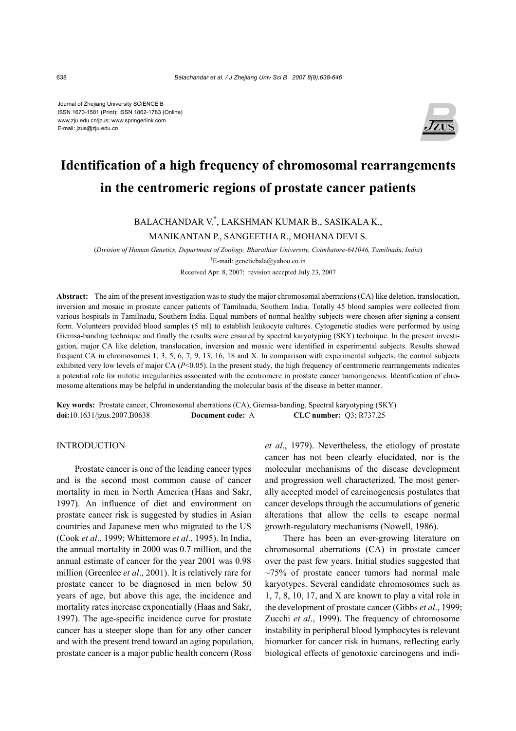Journal of Zhejiang University SCIENCE B
ISSN 1673-1581 (Print); ISSN 1862-1783 (Online)
www.zju.edu.cn/jzus; www.springerlink.com
E-mail: jzus@zju.edu.cn

# Identification of a high frequency of chromosomal rearrangements in the centromeric regions of prostate cancer patients

BALACHANDAR V.[†], LAKSHMAN KUMAR B., SASIKALA K., MANIKANTAN P., SANGEETHA R., MOHANA DEVI S.

(*Division of Human Genetics, Department of Zoology, Bharathiar University, Coimbatore-641046, Tamilnadu, India*)

[†]E-mail: geneticbala@yahoo.co.in

Received Apr. 8, 2007; revision accepted July 23, 2007

**Abstract:** The aim of the present investigation was to study the major chromosomal aberrations (CA) like deletion, translocation, inversion and mosaic in prostate cancer patients of Tamilnadu, Southern India. Totally 45 blood samples were collected from various hospitals in Tamilnadu, Southern India. Equal numbers of normal healthy subjects were chosen after signing a consent form. Volunteers provided blood samples (5 ml) to establish leukocyte cultures. Cytogenetic studies were performed by using Giemsa-banding technique and finally the results were ensured by spectral karyotyping (SKY) technique. In the present investigation, major CA like deletion, translocation, inversion and mosaic were identified in experimental subjects. Results showed frequent CA in chromosomes 1, 3, 5, 6, 7, 9, 13, 16, 18 and X. In comparison with experimental subjects, the control subjects exhibited very low levels of major CA ($P<0.05$). In the present study, the high frequency of centromeric rearrangements indicates a potential role for mitotic irregularities associated with the centromere in prostate cancer tumorigenesis. Identification of chromosome alterations may be helpful in understanding the molecular basis of the disease in better manner.

**Key words:** Prostate cancer, Chromosomal aberrations (CA), Giemsa-banding, Spectral karyotyping (SKY)
**doi:**10.1631/jzus.2007.B0638 **Document code:** A **CLC number:** Q3; R737.25

## INTRODUCTION

Prostate cancer is one of the leading cancer types and is the second most common cause of cancer mortality in men in North America (Haas and Sakr, 1997). An influence of diet and environment on prostate cancer risk is suggested by studies in Asian countries and Japanese men who migrated to the US (Cook *et al*., 1999; Whittemore *et al*., 1995). In India, the annual mortality in 2000 was 0.7 million, and the annual estimate of cancer for the year 2001 was 0.98 million (Greenlee *et al*., 2001). It is relatively rare for prostate cancer to be diagnosed in men below 50 years of age, but above this age, the incidence and mortality rates increase exponentially (Haas and Sakr, 1997). The age-specific incidence curve for prostate cancer has a steeper slope than for any other cancer and with the present trend toward an aging population, prostate cancer is a major public health concern (Ross *et al*., 1979). Nevertheless, the etiology of prostate cancer has not been clearly elucidated, nor is the molecular mechanisms of the disease development and progression well characterized. The most generally accepted model of carcinogenesis postulates that cancer develops through the accumulations of genetic alterations that allow the cells to escape normal growth-regulatory mechanisms (Nowell, 1986).

There has been an ever-growing literature on chromosomal aberrations (CA) in prostate cancer over the past few years. Initial studies suggested that ~75% of prostate cancer tumors had normal male karyotypes. Several candidate chromosomes such as 1, 7, 8, 10, 17, and X are known to play a vital role in the development of prostate cancer (Gibbs *et al*., 1999; Zucchi *et al*., 1999). The frequency of chromosome instability in peripheral blood lymphocytes is relevant biomarker for cancer risk in humans, reflecting early biological effects of genotoxic carcinogens and indi-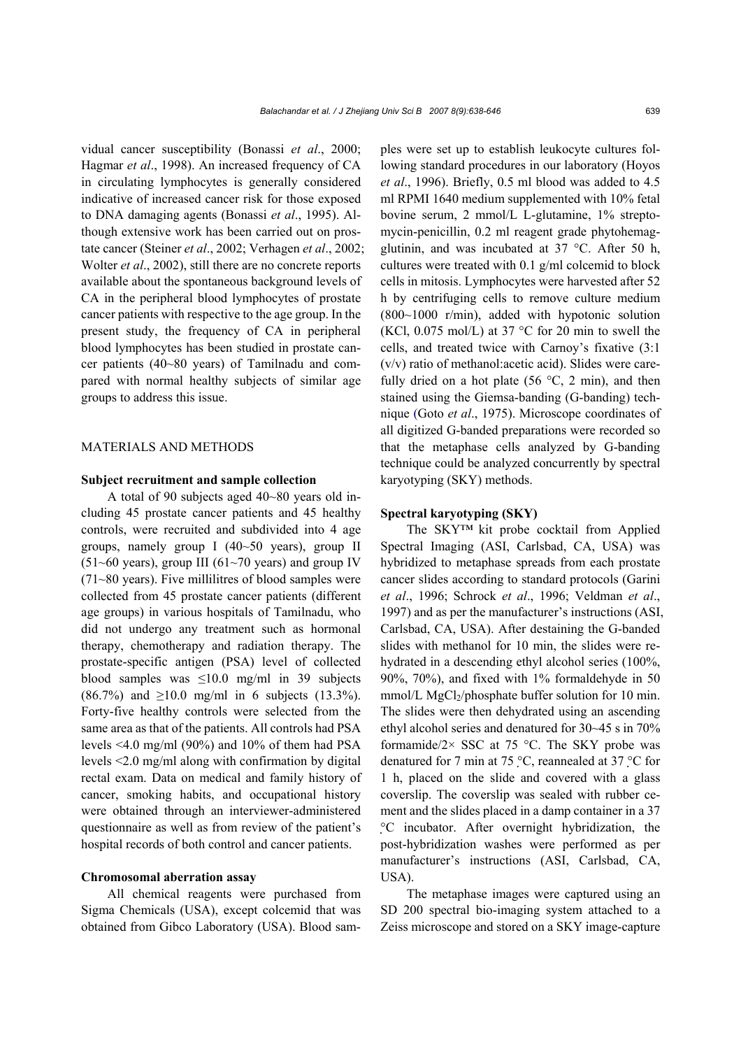vidual cancer susceptibility (Bonassi *et al*., 2000; Hagmar *et al*., 1998). An increased frequency of CA in circulating lymphocytes is generally considered indicative of increased cancer risk for those exposed to DNA damaging agents (Bonassi *et al*., 1995). Although extensive work has been carried out on prostate cancer (Steiner *et al*., 2002; Verhagen *et al*., 2002; Wolter *et al*., 2002), still there are no concrete reports available about the spontaneous background levels of CA in the peripheral blood lymphocytes of prostate cancer patients with respective to the age group. In the present study, the frequency of CA in peripheral blood lymphocytes has been studied in prostate cancer patients (40~80 years) of Tamilnadu and compared with normal healthy subjects of similar age groups to address this issue.

## MATERIALS AND METHODS

### Subject recruitment and sample collection

A total of 90 subjects aged 40~80 years old including 45 prostate cancer patients and 45 healthy controls, were recruited and subdivided into 4 age groups, namely group I (40~50 years), group II (51~60 years), group III (61~70 years) and group IV (71~80 years). Five millilitres of blood samples were collected from 45 prostate cancer patients (different age groups) in various hospitals of Tamilnadu, who did not undergo any treatment such as hormonal therapy, chemotherapy and radiation therapy. The prostate-specific antigen (PSA) level of collected blood samples was ≤10.0 mg/ml in 39 subjects (86.7%) and ≥10.0 mg/ml in 6 subjects (13.3%). Forty-five healthy controls were selected from the same area as that of the patients. All controls had PSA levels <4.0 mg/ml (90%) and 10% of them had PSA levels <2.0 mg/ml along with confirmation by digital rectal exam. Data on medical and family history of cancer, smoking habits, and occupational history were obtained through an interviewer-administered questionnaire as well as from review of the patient's hospital records of both control and cancer patients.

### Chromosomal aberration assay

All chemical reagents were purchased from Sigma Chemicals (USA), except colcemid that was obtained from Gibco Laboratory (USA). Blood samples were set up to establish leukocyte cultures following standard procedures in our laboratory (Hoyos *et al*., 1996). Briefly, 0.5 ml blood was added to 4.5 ml RPMI 1640 medium supplemented with 10% fetal bovine serum, 2 mmol/L L-glutamine, 1% streptomycin-penicillin, 0.2 ml reagent grade phytohemagglutinin, and was incubated at 37 °C. After 50 h, cultures were treated with 0.1 g/ml colcemid to block cells in mitosis. Lymphocytes were harvested after 52 h by centrifuging cells to remove culture medium (800~1000 r/min), added with hypotonic solution (KCl, 0.075 mol/L) at 37 °C for 20 min to swell the cells, and treated twice with Carnoy's fixative (3:1 (v/v) ratio of methanol:acetic acid). Slides were carefully dried on a hot plate (56 °C, 2 min), and then stained using the Giemsa-banding (G-banding) technique (Goto *et al*., 1975). Microscope coordinates of all digitized G-banded preparations were recorded so that the metaphase cells analyzed by G-banding technique could be analyzed concurrently by spectral karyotyping (SKY) methods.

### Spectral karyotyping (SKY)

The SKY™ kit probe cocktail from Applied Spectral Imaging (ASI, Carlsbad, CA, USA) was hybridized to metaphase spreads from each prostate cancer slides according to standard protocols (Garini *et al*., 1996; Schrock *et al*., 1996; Veldman *et al*., 1997) and as per the manufacturer's instructions (ASI, Carlsbad, CA, USA). After destaining the G-banded slides with methanol for 10 min, the slides were rehydrated in a descending ethyl alcohol series (100%, 90%, 70%), and fixed with 1% formaldehyde in 50 mmol/L $MgCl_2$/phosphate buffer solution for 10 min. The slides were then dehydrated using an ascending ethyl alcohol series and denatured for 30~45 s in 70% formamide/2× SSC at 75 °C. The SKY probe was denatured for 7 min at 75 °C, reannealed at 37 °C for 1 h, placed on the slide and covered with a glass coverslip. The coverslip was sealed with rubber cement and the slides placed in a damp container in a 37 °C incubator. After overnight hybridization, the post-hybridization washes were performed as per manufacturer's instructions (ASI, Carlsbad, CA, USA).

The metaphase images were captured using an SD 200 spectral bio-imaging system attached to a Zeiss microscope and stored on a SKY image-capture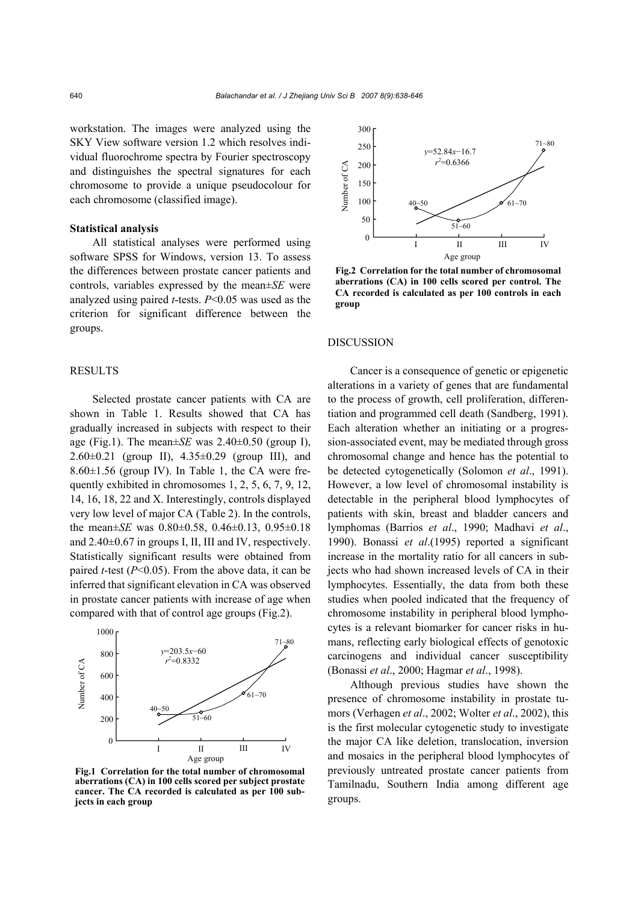workstation. The images were analyzed using the SKY View software version 1.2 which resolves individual fluorochrome spectra by Fourier spectroscopy and distinguishes the spectral signatures for each chromosome to provide a unique pseudocolour for each chromosome (classified image).

### Statistical analysis

All statistical analyses were performed using software SPSS for Windows, version 13. To assess the differences between prostate cancer patients and controls, variables expressed by the mean±*SE* were analyzed using paired *t*-tests. $P<0.05$ was used as the criterion for significant difference between the groups.

## RESULTS

Selected prostate cancer patients with CA are shown in Table 1. Results showed that CA has gradually increased in subjects with respect to their age (Fig.1). The mean±*SE* was 2.40±0.50 (group I), 2.60±0.21 (group II), 4.35±0.29 (group III), and 8.60±1.56 (group IV). In Table 1, the CA were frequently exhibited in chromosomes 1, 2, 5, 6, 7, 9, 12, 14, 16, 18, 22 and X. Interestingly, controls displayed very low level of major CA (Table 2). In the controls, the mean±*SE* was 0.80±0.58, 0.46±0.13, 0.95±0.18 and 2.40±0.67 in groups I, II, III and IV, respectively. Statistically significant results were obtained from paired *t*-test ($P<0.05$). From the above data, it can be inferred that significant elevation in CA was observed in prostate cancer patients with increase of age when compared with that of control age groups (Fig.2).

**Fig.1 Correlation for the total number of chromosomal aberrations (CA) in 100 cells scored per subject prostate cancer. The CA recorded is calculated as per 100 subjects in each group**

**Fig.2 Correlation for the total number of chromosomal aberrations (CA) in 100 cells scored per control. The CA recorded is calculated as per 100 controls in each group**

## DISCUSSION

Cancer is a consequence of genetic or epigenetic alterations in a variety of genes that are fundamental to the process of growth, cell proliferation, differentiation and programmed cell death (Sandberg, 1991). Each alteration whether an initiating or a progression-associated event, may be mediated through gross chromosomal change and hence has the potential to be detected cytogenetically (Solomon *et al*., 1991). However, a low level of chromosomal instability is detectable in the peripheral blood lymphocytes of patients with skin, breast and bladder cancers and lymphomas (Barrios *et al*., 1990; Madhavi *et al*., 1990). Bonassi *et al*.(1995) reported a significant increase in the mortality ratio for all cancers in subjects who had shown increased levels of CA in their lymphocytes. Essentially, the data from both these studies when pooled indicated that the frequency of chromosome instability in peripheral blood lymphocytes is a relevant biomarker for cancer risks in humans, reflecting early biological effects of genotoxic carcinogens and individual cancer susceptibility (Bonassi *et al*., 2000; Hagmar *et al*., 1998).

Although previous studies have shown the presence of chromosome instability in prostate tumors (Verhagen *et al*., 2002; Wolter *et al*., 2002), this is the first molecular cytogenetic study to investigate the major CA like deletion, translocation, inversion and mosaics in the peripheral blood lymphocytes of previously untreated prostate cancer patients from Tamilnadu, Southern India among different age groups.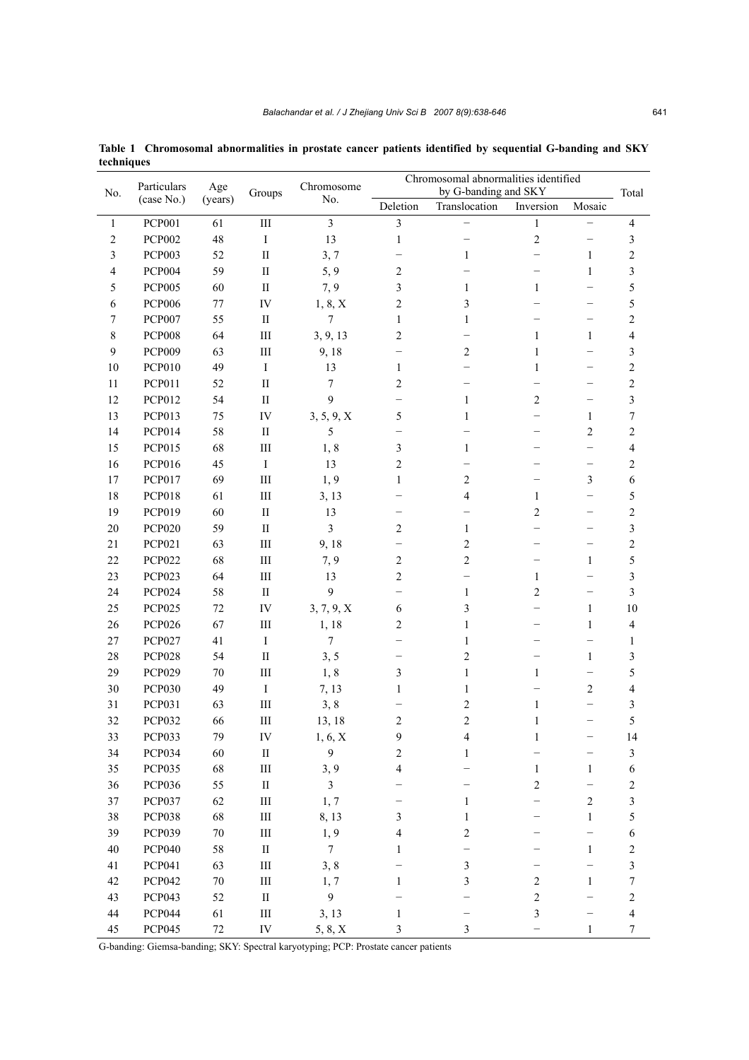**Table 1 Chromosomal abnormalities in prostate cancer patients identified by sequential G-banding and SKY techniques**

| No. | Particulars (case No.) | Age (years) | Groups | Chromosome No. | Chromosomal abnormalities identified by G-banding and SKY | | | | Total |
|---|---|---|---|---|---|---|---|---|---|
| | | | | | Deletion | Translocation | Inversion | Mosaic | |
| 1 | PCP001 | 61 | III | 3 | 3 | − | 1 | − | 4 |
| 2 | PCP002 | 48 | I | 13 | 1 | − | 2 | − | 3 |
| 3 | PCP003 | 52 | II | 3, 7 | − | 1 | − | 1 | 2 |
| 4 | PCP004 | 59 | II | 5, 9 | 2 | − | − | 1 | 3 |
| 5 | PCP005 | 60 | II | 7, 9 | 3 | 1 | 1 | − | 5 |
| 6 | PCP006 | 77 | IV | 1, 8, X | 2 | 3 | − | − | 5 |
| 7 | PCP007 | 55 | II | 7 | 1 | 1 | − | − | 2 |
| 8 | PCP008 | 64 | III | 3, 9, 13 | 2 | − | 1 | 1 | 4 |
| 9 | PCP009 | 63 | III | 9, 18 | − | 2 | 1 | − | 3 |
| 10 | PCP010 | 49 | I | 13 | 1 | − | 1 | − | 2 |
| 11 | PCP011 | 52 | II | 7 | 2 | − | − | − | 2 |
| 12 | PCP012 | 54 | II | 9 | − | 1 | 2 | − | 3 |
| 13 | PCP013 | 75 | IV | 3, 5, 9, X | 5 | 1 | − | 1 | 7 |
| 14 | PCP014 | 58 | II | 5 | − | − | − | 2 | 2 |
| 15 | PCP015 | 68 | III | 1, 8 | 3 | 1 | − | − | 4 |
| 16 | PCP016 | 45 | I | 13 | 2 | − | − | − | 2 |
| 17 | PCP017 | 69 | III | 1, 9 | 1 | 2 | − | 3 | 6 |
| 18 | PCP018 | 61 | III | 3, 13 | − | 4 | 1 | − | 5 |
| 19 | PCP019 | 60 | II | 13 | − | − | 2 | − | 2 |
| 20 | PCP020 | 59 | II | 3 | 2 | 1 | − | − | 3 |
| 21 | PCP021 | 63 | III | 9, 18 | − | 2 | − | − | 2 |
| 22 | PCP022 | 68 | III | 7, 9 | 2 | 2 | − | 1 | 5 |
| 23 | PCP023 | 64 | III | 13 | 2 | − | 1 | − | 3 |
| 24 | PCP024 | 58 | II | 9 | − | 1 | 2 | − | 3 |
| 25 | PCP025 | 72 | IV | 3, 7, 9, X | 6 | 3 | − | 1 | 10 |
| 26 | PCP026 | 67 | III | 1, 18 | 2 | 1 | − | 1 | 4 |
| 27 | PCP027 | 41 | I | 7 | − | 1 | − | − | 1 |
| 28 | PCP028 | 54 | II | 3, 5 | − | 2 | − | 1 | 3 |
| 29 | PCP029 | 70 | III | 1, 8 | 3 | 1 | 1 | − | 5 |
| 30 | PCP030 | 49 | I | 7, 13 | 1 | 1 | − | 2 | 4 |
| 31 | PCP031 | 63 | III | 3, 8 | − | 2 | 1 | − | 3 |
| 32 | PCP032 | 66 | III | 13, 18 | 2 | 2 | 1 | − | 5 |
| 33 | PCP033 | 79 | IV | 1, 6, X | 9 | 4 | 1 | − | 14 |
| 34 | PCP034 | 60 | II | 9 | 2 | 1 | − | − | 3 |
| 35 | PCP035 | 68 | III | 3, 9 | 4 | − | 1 | 1 | 6 |
| 36 | PCP036 | 55 | II | 3 | − | − | 2 | − | 2 |
| 37 | PCP037 | 62 | III | 1, 7 | − | 1 | − | 2 | 3 |
| 38 | PCP038 | 68 | III | 8, 13 | 3 | 1 | − | 1 | 5 |
| 39 | PCP039 | 70 | III | 1, 9 | 4 | 2 | − | − | 6 |
| 40 | PCP040 | 58 | II | 7 | 1 | − | − | 1 | 2 |
| 41 | PCP041 | 63 | III | 3, 8 | − | 3 | − | − | 3 |
| 42 | PCP042 | 70 | III | 1, 7 | 1 | 3 | 2 | 1 | 7 |
| 43 | PCP043 | 52 | II | 9 | − | − | 2 | − | 2 |
| 44 | PCP044 | 61 | III | 3, 13 | 1 | − | 3 | − | 4 |
| 45 | PCP045 | 72 | IV | 5, 8, X | 3 | 3 | − | 1 | 7 |

G-banding: Giemsa-banding; SKY: Spectral karyotyping; PCP: Prostate cancer patients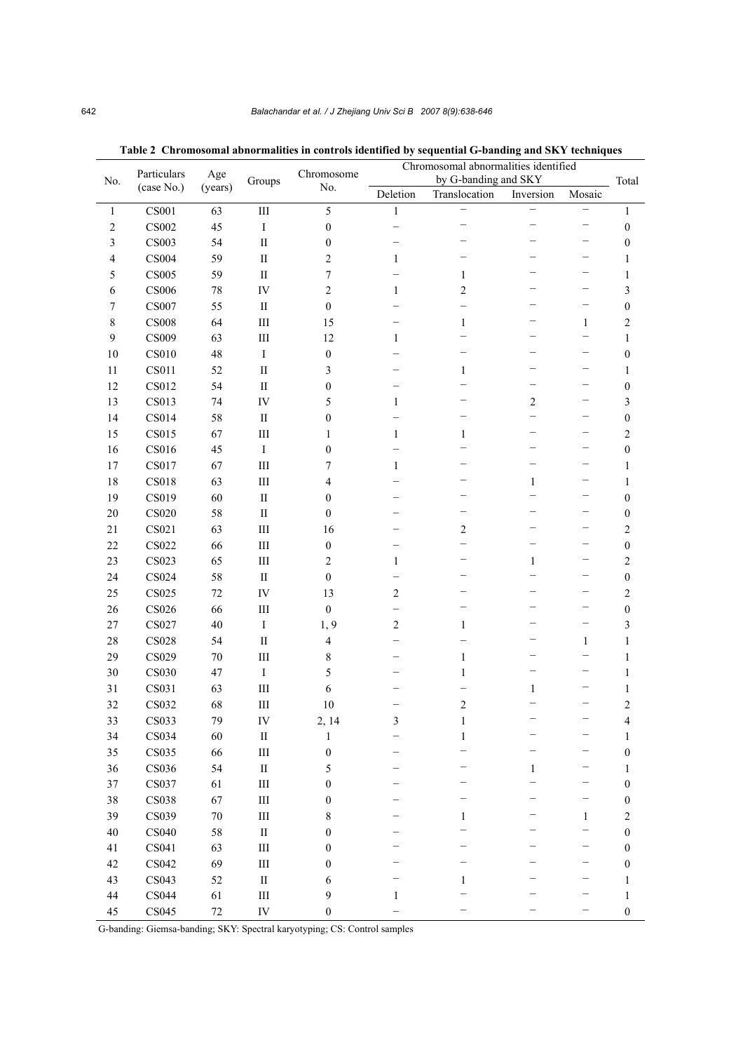**Table 2 Chromosomal abnormalities in controls identified by sequential G-banding and SKY techniques**

| No. | Particulars (case No.) | Age (years) | Groups | Chromosome No. | Chromosomal abnormalities identified by G-banding and SKY | | | | Total |
|---|---|---|---|---|---|---|---|---|---|
| | | | | | Deletion | Translocation | Inversion | Mosaic | |
| 1 | CS001 | 63 | III | 5 | 1 | – | – | – | 1 |
| 2 | CS002 | 45 | I | 0 | – | – | – | – | 0 |
| 3 | CS003 | 54 | II | 0 | – | – | – | – | 0 |
| 4 | CS004 | 59 | II | 2 | 1 | – | – | – | 1 |
| 5 | CS005 | 59 | II | 7 | – | 1 | – | – | 1 |
| 6 | CS006 | 78 | IV | 2 | 1 | 2 | – | – | 3 |
| 7 | CS007 | 55 | II | 0 | – | – | – | – | 0 |
| 8 | CS008 | 64 | III | 15 | – | 1 | – | 1 | 2 |
| 9 | CS009 | 63 | III | 12 | 1 | – | – | – | 1 |
| 10 | CS010 | 48 | I | 0 | – | – | – | – | 0 |
| 11 | CS011 | 52 | II | 3 | – | 1 | – | – | 1 |
| 12 | CS012 | 54 | II | 0 | – | – | – | – | 0 |
| 13 | CS013 | 74 | IV | 5 | 1 | – | 2 | – | 3 |
| 14 | CS014 | 58 | II | 0 | – | – | – | – | 0 |
| 15 | CS015 | 67 | III | 1 | 1 | 1 | – | – | 2 |
| 16 | CS016 | 45 | I | 0 | – | – | – | – | 0 |
| 17 | CS017 | 67 | III | 7 | 1 | – | – | – | 1 |
| 18 | CS018 | 63 | III | 4 | – | – | 1 | – | 1 |
| 19 | CS019 | 60 | II | 0 | – | – | – | – | 0 |
| 20 | CS020 | 58 | II | 0 | – | – | – | – | 0 |
| 21 | CS021 | 63 | III | 16 | – | 2 | – | – | 2 |
| 22 | CS022 | 66 | III | 0 | – | – | – | – | 0 |
| 23 | CS023 | 65 | III | 2 | 1 | – | 1 | – | 2 |
| 24 | CS024 | 58 | II | 0 | – | – | – | – | 0 |
| 25 | CS025 | 72 | IV | 13 | 2 | – | – | – | 2 |
| 26 | CS026 | 66 | III | 0 | – | – | – | – | 0 |
| 27 | CS027 | 40 | I | 1, 9 | 2 | 1 | – | – | 3 |
| 28 | CS028 | 54 | II | 4 | – | – | – | 1 | 1 |
| 29 | CS029 | 70 | III | 8 | – | 1 | – | – | 1 |
| 30 | CS030 | 47 | I | 5 | – | 1 | – | – | 1 |
| 31 | CS031 | 63 | III | 6 | – | – | 1 | – | 1 |
| 32 | CS032 | 68 | III | 10 | – | 2 | – | – | 2 |
| 33 | CS033 | 79 | IV | 2, 14 | 3 | 1 | – | – | 4 |
| 34 | CS034 | 60 | II | 1 | – | 1 | – | – | 1 |
| 35 | CS035 | 66 | III | 0 | – | – | – | – | 0 |
| 36 | CS036 | 54 | II | 5 | – | – | 1 | – | 1 |
| 37 | CS037 | 61 | III | 0 | – | – | – | – | 0 |
| 38 | CS038 | 67 | III | 0 | – | – | – | – | 0 |
| 39 | CS039 | 70 | III | 8 | – | 1 | – | 1 | 2 |
| 40 | CS040 | 58 | II | 0 | – | – | – | – | 0 |
| 41 | CS041 | 63 | III | 0 | – | – | – | – | 0 |
| 42 | CS042 | 69 | III | 0 | – | – | – | – | 0 |
| 43 | CS043 | 52 | II | 6 | – | 1 | – | – | 1 |
| 44 | CS044 | 61 | III | 9 | 1 | – | – | – | 1 |
| 45 | CS045 | 72 | IV | 0 | – | – | – | – | 0 |

G-banding: Giemsa-banding; SKY: Spectral karyotyping; CS: Control samples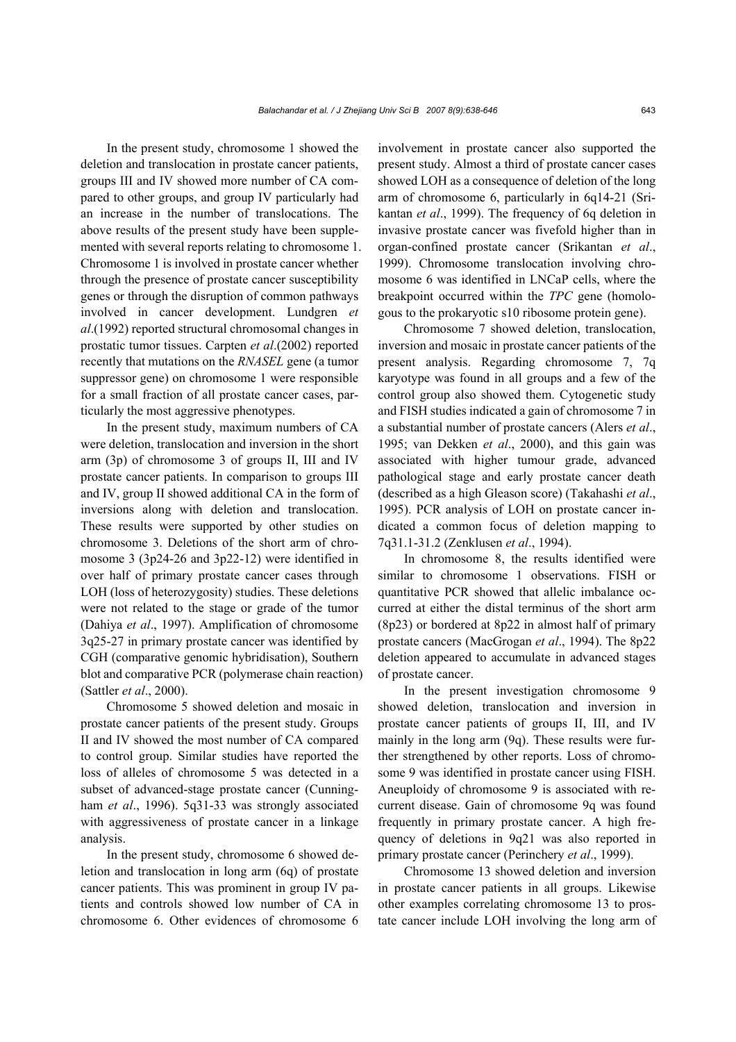In the present study, chromosome 1 showed the deletion and translocation in prostate cancer patients, groups III and IV showed more number of CA compared to other groups, and group IV particularly had an increase in the number of translocations. The above results of the present study have been supplemented with several reports relating to chromosome 1. Chromosome 1 is involved in prostate cancer whether through the presence of prostate cancer susceptibility genes or through the disruption of common pathways involved in cancer development. Lundgren *et al*.(1992) reported structural chromosomal changes in prostatic tumor tissues. Carpten *et al*.(2002) reported recently that mutations on the *RNASEL* gene (a tumor suppressor gene) on chromosome 1 were responsible for a small fraction of all prostate cancer cases, particularly the most aggressive phenotypes.

In the present study, maximum numbers of CA were deletion, translocation and inversion in the short arm (3p) of chromosome 3 of groups II, III and IV prostate cancer patients. In comparison to groups III and IV, group II showed additional CA in the form of inversions along with deletion and translocation. These results were supported by other studies on chromosome 3. Deletions of the short arm of chromosome 3 (3p24-26 and 3p22-12) were identified in over half of primary prostate cancer cases through LOH (loss of heterozygosity) studies. These deletions were not related to the stage or grade of the tumor (Dahiya *et al*., 1997). Amplification of chromosome 3q25-27 in primary prostate cancer was identified by CGH (comparative genomic hybridisation), Southern blot and comparative PCR (polymerase chain reaction) (Sattler *et al*., 2000).

Chromosome 5 showed deletion and mosaic in prostate cancer patients of the present study. Groups II and IV showed the most number of CA compared to control group. Similar studies have reported the loss of alleles of chromosome 5 was detected in a subset of advanced-stage prostate cancer (Cunningham *et al*., 1996). 5q31-33 was strongly associated with aggressiveness of prostate cancer in a linkage analysis.

In the present study, chromosome 6 showed deletion and translocation in long arm (6q) of prostate cancer patients. This was prominent in group IV patients and controls showed low number of CA in chromosome 6. Other evidences of chromosome 6 involvement in prostate cancer also supported the present study. Almost a third of prostate cancer cases showed LOH as a consequence of deletion of the long arm of chromosome 6, particularly in 6q14-21 (Srikantan *et al*., 1999). The frequency of 6q deletion in invasive prostate cancer was fivefold higher than in organ-confined prostate cancer (Srikantan *et al*., 1999). Chromosome translocation involving chromosome 6 was identified in LNCaP cells, where the breakpoint occurred within the *TPC* gene (homologous to the prokaryotic s10 ribosome protein gene).

Chromosome 7 showed deletion, translocation, inversion and mosaic in prostate cancer patients of the present analysis. Regarding chromosome 7, 7q karyotype was found in all groups and a few of the control group also showed them. Cytogenetic study and FISH studies indicated a gain of chromosome 7 in a substantial number of prostate cancers (Alers *et al*., 1995; van Dekken *et al*., 2000), and this gain was associated with higher tumour grade, advanced pathological stage and early prostate cancer death (described as a high Gleason score) (Takahashi *et al*., 1995). PCR analysis of LOH on prostate cancer indicated a common focus of deletion mapping to 7q31.1-31.2 (Zenklusen *et al*., 1994).

In chromosome 8, the results identified were similar to chromosome 1 observations. FISH or quantitative PCR showed that allelic imbalance occurred at either the distal terminus of the short arm (8p23) or bordered at 8p22 in almost half of primary prostate cancers (MacGrogan *et al*., 1994). The 8p22 deletion appeared to accumulate in advanced stages of prostate cancer.

In the present investigation chromosome 9 showed deletion, translocation and inversion in prostate cancer patients of groups II, III, and IV mainly in the long arm (9q). These results were further strengthened by other reports. Loss of chromosome 9 was identified in prostate cancer using FISH. Aneuploidy of chromosome 9 is associated with recurrent disease. Gain of chromosome 9q was found frequently in primary prostate cancer. A high frequency of deletions in 9q21 was also reported in primary prostate cancer (Perinchery *et al*., 1999).

Chromosome 13 showed deletion and inversion in prostate cancer patients in all groups. Likewise other examples correlating chromosome 13 to prostate cancer include LOH involving the long arm of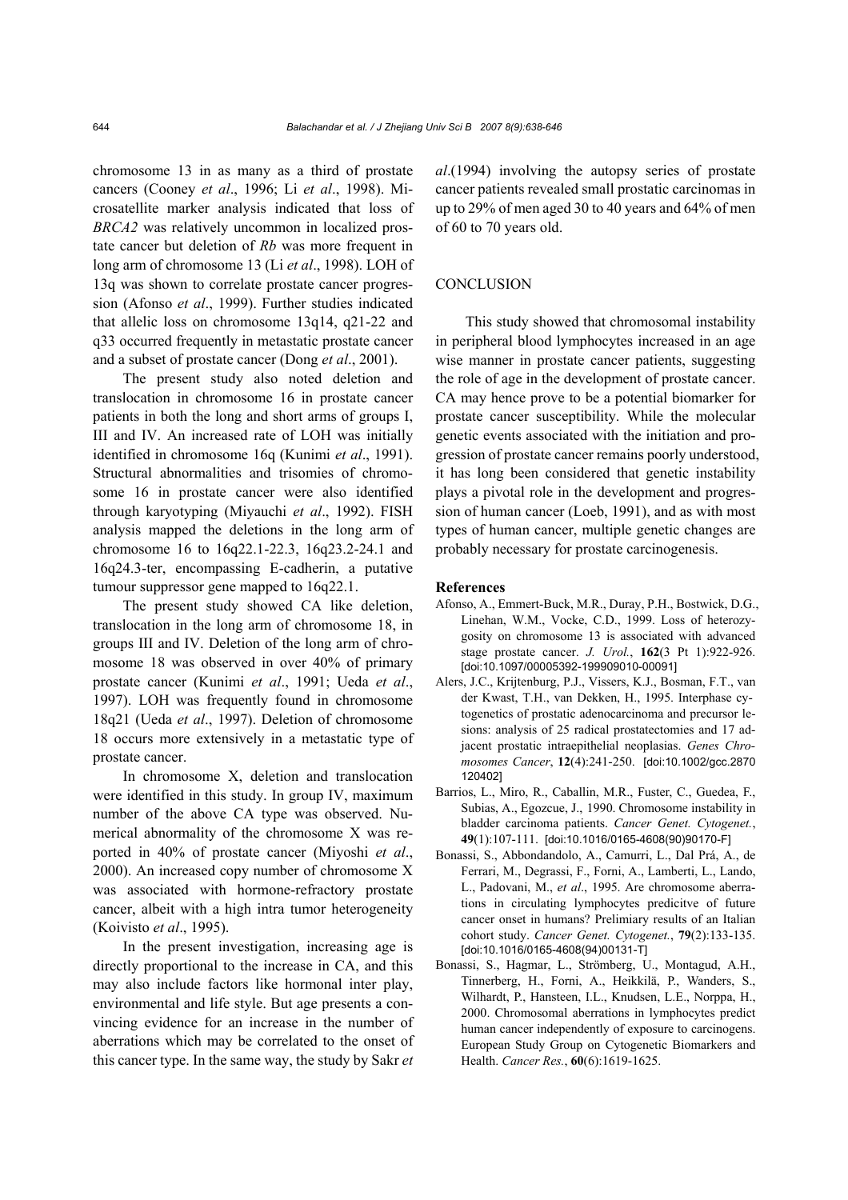chromosome 13 in as many as a third of prostate cancers (Cooney *et al*., 1996; Li *et al*., 1998). Microsatellite marker analysis indicated that loss of *BRCA2* was relatively uncommon in localized prostate cancer but deletion of *Rb* was more frequent in long arm of chromosome 13 (Li *et al*., 1998). LOH of 13q was shown to correlate prostate cancer progression (Afonso *et al*., 1999). Further studies indicated that allelic loss on chromosome 13q14, q21-22 and q33 occurred frequently in metastatic prostate cancer and a subset of prostate cancer (Dong *et al*., 2001).

The present study also noted deletion and translocation in chromosome 16 in prostate cancer patients in both the long and short arms of groups I, III and IV. An increased rate of LOH was initially identified in chromosome 16q (Kunimi *et al*., 1991). Structural abnormalities and trisomies of chromosome 16 in prostate cancer were also identified through karyotyping (Miyauchi *et al*., 1992). FISH analysis mapped the deletions in the long arm of chromosome 16 to 16q22.1-22.3, 16q23.2-24.1 and 16q24.3-ter, encompassing E-cadherin, a putative tumour suppressor gene mapped to 16q22.1.

The present study showed CA like deletion, translocation in the long arm of chromosome 18, in groups III and IV. Deletion of the long arm of chromosome 18 was observed in over 40% of primary prostate cancer (Kunimi *et al*., 1991; Ueda *et al*., 1997). LOH was frequently found in chromosome 18q21 (Ueda *et al*., 1997). Deletion of chromosome 18 occurs more extensively in a metastatic type of prostate cancer.

In chromosome X, deletion and translocation were identified in this study. In group IV, maximum number of the above CA type was observed. Numerical abnormality of the chromosome X was reported in 40% of prostate cancer (Miyoshi *et al*., 2000). An increased copy number of chromosome X was associated with hormone-refractory prostate cancer, albeit with a high intra tumor heterogeneity (Koivisto *et al*., 1995).

In the present investigation, increasing age is directly proportional to the increase in CA, and this may also include factors like hormonal inter play, environmental and life style. But age presents a convincing evidence for an increase in the number of aberrations which may be correlated to the onset of this cancer type. In the same way, the study by Sakr *et al*.(1994) involving the autopsy series of prostate cancer patients revealed small prostatic carcinomas in up to 29% of men aged 30 to 40 years and 64% of men of 60 to 70 years old.

## CONCLUSION

This study showed that chromosomal instability in peripheral blood lymphocytes increased in an age wise manner in prostate cancer patients, suggesting the role of age in the development of prostate cancer. CA may hence prove to be a potential biomarker for prostate cancer susceptibility. While the molecular genetic events associated with the initiation and progression of prostate cancer remains poorly understood, it has long been considered that genetic instability plays a pivotal role in the development and progression of human cancer (Loeb, 1991), and as with most types of human cancer, multiple genetic changes are probably necessary for prostate carcinogenesis.

### References

Afonso, A., Emmert-Buck, M.R., Duray, P.H., Bostwick, D.G., Linehan, W.M., Vocke, C.D., 1999. Loss of heterozygosity on chromosome 13 is associated with advanced stage prostate cancer. *J. Urol.*, **162**(3 Pt 1):922-926. [doi:10.1097/00005392-199909010-00091]

Alers, J.C., Krijtenburg, P.J., Vissers, K.J., Bosman, F.T., van der Kwast, T.H., van Dekken, H., 1995. Interphase cytogenetics of prostatic adenocarcinoma and precursor lesions: analysis of 25 radical prostatectomies and 17 adjacent prostatic intraepithelial neoplasias. *Genes Chromosomes Cancer*, **12**(4):241-250. [doi:10.1002/gcc.2870120402]

Barrios, L., Miro, R., Caballin, M.R., Fuster, C., Guedea, F., Subias, A., Egozcue, J., 1990. Chromosome instability in bladder carcinoma patients. *Cancer Genet. Cytogenet.*, **49**(1):107-111. [doi:10.1016/0165-4608(90)90170-F]

Bonassi, S., Abbondandolo, A., Camurri, L., Dal Prá, A., de Ferrari, M., Degrassi, F., Forni, A., Lamberti, L., Lando, L., Padovani, M., *et al*., 1995. Are chromosome aberrations in circulating lymphocytes predicitve of future cancer onset in humans? Prelimiary results of an Italian cohort study. *Cancer Genet. Cytogenet.*, **79**(2):133-135. [doi:10.1016/0165-4608(94)00131-T]

Bonassi, S., Hagmar, L., Strömberg, U., Montagud, A.H., Tinnerberg, H., Forni, A., Heikkilä, P., Wanders, S., Wilhardt, P., Hansteen, I.L., Knudsen, L.E., Norppa, H., 2000. Chromosomal aberrations in lymphocytes predict human cancer independently of exposure to carcinogens. European Study Group on Cytogenetic Biomarkers and Health. *Cancer Res.*, **60**(6):1619-1625.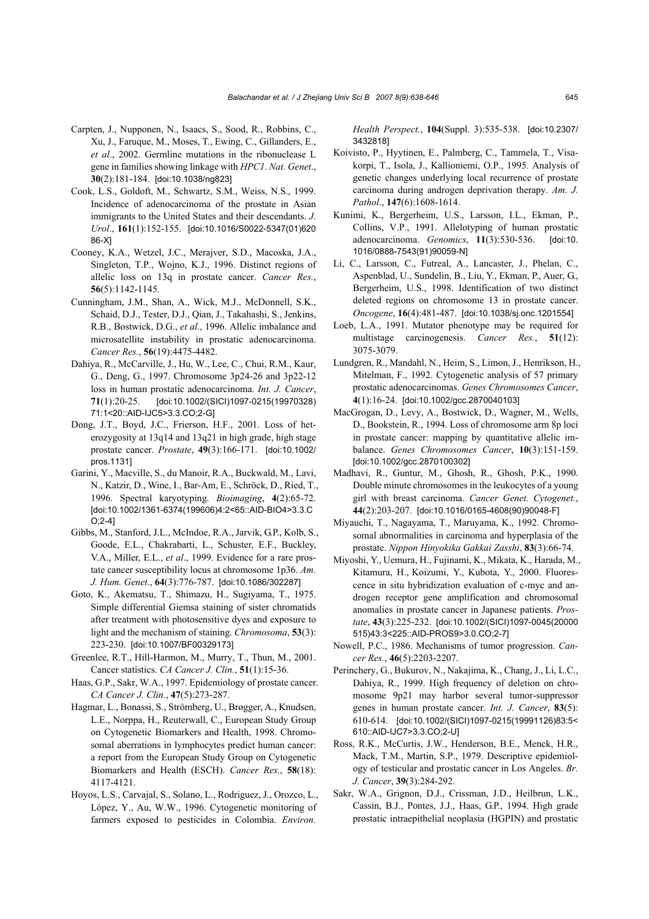Carpten, J., Nupponen, N., Isaacs, S., Sood, R., Robbins, C., Xu, J., Faruque, M., Moses, T., Ewing, C., Gillanders, E., *et al*., 2002. Germline mutations in the ribonuclease L gene in families showing linkage with *HPC1*. *Nat. Genet*., **30**(2):181-184. [doi:10.1038/ng823]

Cook, L.S., Goldoft, M., Schwartz, S.M., Weiss, N.S., 1999. Incidence of adenocarcinoma of the prostate in Asian immigrants to the United States and their descendants. *J. Urol*., **161**(1):152-155. [doi:10.1016/S0022-5347(01)62086-X]

Cooney, K.A., Wetzel, J.C., Merajver, S.D., Macoska, J.A., Singleton, T.P., Wojno, K.J., 1996. Distinct regions of allelic loss on 13q in prostate cancer. *Cancer Res.*, **56**(5):1142-1145.

Cunningham, J.M., Shan, A., Wick, M.J., McDonnell, S.K., Schaid, D.J., Tester, D.J., Qian, J., Takahashi, S., Jenkins, R.B., Bostwick, D.G., *et al*., 1996. Allelic imbalance and microsatellite instability in prostatic adenocarcinoma. *Cancer Res.*, **56**(19):4475-4482.

Dahiya, R., McCarville, J., Hu, W., Lee, C., Chui, R.M., Kaur, G., Deng, G., 1997. Chromosome 3p24-26 and 3p22-12 loss in human prostatic adenocarcinoma. *Int. J. Cancer*, **71**(1):20-25. [doi:10.1002/(SICI)1097-0215(19970328)71:1<20::AID-IJC5>3.3.CO;2-G]

Dong, J.T., Boyd, J.C., Frierson, H.F., 2001. Loss of heterozygosity at 13q14 and 13q21 in high grade, high stage prostate cancer. *Prostate*, **49**(3):166-171. [doi:10.1002/pros.1131]

Garini, Y., Macville, S., du Manoir, R.A., Buckwald, M., Lavi, N., Katzir, D., Wine, I., Bar-Am, E., Schröck, D., Ried, T., 1996. Spectral karyotyping. *Bioimaging*, **4**(2):65-72. [doi:10.1002/1361-6374(199606)4:2<65::AID-BIO4>3.3.CO;2-4]

Gibbs, M., Stanford, J.L., McIndoe, R.A., Jarvik, G.P., Kolb, S., Goode, E.L., Chakrabarti, L., Schuster, E.F., Buckley, V.A., Miller, E.L., *et al*., 1999. Evidence for a rare prostate cancer susceptibility locus at chromosome 1p36. *Am. J. Hum. Genet*., **64**(3):776-787. [doi:10.1086/302287]

Goto, K., Akematsu, T., Shimazu, H., Sugiyama, T., 1975. Simple differential Giemsa staining of sister chromatids after treatment with photosensitive dyes and exposure to light and the mechanism of staining. *Chromosoma*, **53**(3):223-230. [doi:10.1007/BF00329173]

Greenlee, R.T., Hill-Harmon, M., Murry, T., Thun, M., 2001. Cancer statistics. *CA Cancer J. Clin.*, **51**(1):15-36.

Haas, G.P., Sakr, W.A., 1997. Epidemiology of prostate cancer. *CA Cancer J. Clin.*, **47**(5):273-287.

Hagmar, L., Bonassi, S., Strömberg, U., Brøgger, A., Knudsen, L.E., Norppa, H., Reuterwall, C., European Study Group on Cytogenetic Biomarkers and Health, 1998. Chromosomal aberrations in lymphocytes predict human cancer: a report from the European Study Group on Cytogenetic Biomarkers and Health (ESCH). *Cancer Res.*, **58**(18):4117-4121.

Hoyos, L.S., Carvajal, S., Solano, L., Rodriguez, J., Orozco, L., López, Y., Au, W.W., 1996. Cytogenetic monitoring of farmers exposed to pesticides in Colombia. *Environ. Health Perspect*., **104**(Suppl. 3):535-538. [doi:10.2307/3432818]

Koivisto, P., Hyytinen, E., Palmberg, C., Tammela, T., Visakorpi, T., Isola, J., Kallioniemi, O.P., 1995. Analysis of genetic changes underlying local recurrence of prostate carcinoma during androgen deprivation therapy. *Am. J. Pathol*., **147**(6):1608-1614.

Kunimi, K., Bergerheim, U.S., Larsson, I.L., Ekman, P., Collins, V.P., 1991. Allelotyping of human prostatic adenocarcinoma. *Genomics*, **11**(3):530-536. [doi:10.1016/0888-7543(91)90059-N]

Li, C., Larsson, C., Futreal, A., Lancaster, J., Phelan, C., Aspenblad, U., Sundelin, B., Liu, Y., Ekman, P., Auer, G., Bergerheim, U.S., 1998. Identification of two distinct deleted regions on chromosome 13 in prostate cancer. *Oncogene*, **16**(4):481-487. [doi:10.1038/sj.onc.1201554]

Loeb, L.A., 1991. Mutator phenotype may be required for multistage carcinogenesis. *Cancer Res.*, **51**(12):3075-3079.

Lundgren, R., Mandahl, N., Heim, S., Limon, J., Henrikson, H., Mitelman, F., 1992. Cytogenetic analysis of 57 primary prostatic adenocarcinomas. *Genes Chromosomes Cancer*, **4**(1):16-24. [doi:10.1002/gcc.2870040103]

MacGrogan, D., Levy, A., Bostwick, D., Wagner, M., Wells, D., Bookstein, R., 1994. Loss of chromosome arm 8p loci in prostate cancer: mapping by quantitative allelic imbalance. *Genes Chromosomes Cancer*, **10**(3):151-159. [doi:10.1002/gcc.2870100302]

Madhavi, R., Guntur, M., Ghosh, R., Ghosh, P.K., 1990. Double minute chromosomes in the leukocytes of a young girl with breast carcinoma. *Cancer Genet. Cytogenet.*, **44**(2):203-207. [doi:10.1016/0165-4608(90)90048-F]

Miyauchi, T., Nagayama, T., Maruyama, K., 1992. Chromosomal abnormalities in carcinoma and hyperplasia of the prostate. *Nippon Hinyokika Gakkai Zasshi*, **83**(3):66-74.

Miyoshi, Y., Uemura, H., Fujinami, K., Mikata, K., Harada, M., Kitamura, H., Koizumi, Y., Kubota, Y., 2000. Fluorescence in situ hybridization evaluation of c-myc and androgen receptor gene amplification and chromosomal anomalies in prostate cancer in Japanese patients. *Prostate*, **43**(3):225-232. [doi:10.1002/(SICI)1097-0045(20000515)43:3<225::AID-PROS9>3.0.CO;2-7]

Nowell, P.C., 1986. Mechanisms of tumor progression. *Cancer Res.*, **46**(5):2203-2207.

Perinchery, G., Bukurov, N., Nakajima, K., Chang, J., Li, L.C., Dahiya, R., 1999. High frequency of deletion on chromosome 9p21 may harbor several tumor-suppressor genes in human prostate cancer. *Int. J. Cancer*, **83**(5):610-614. [doi:10.1002/(SICI)1097-0215(19991126)83:5<610::AID-IJC7>3.3.CO;2-U]

Ross, R.K., McCurtis, J.W., Henderson, B.E., Menck, H.R., Mack, T.M., Martin, S.P., 1979. Descriptive epidemiology of testicular and prostatic cancer in Los Angeles. *Br. J. Cancer*, **39**(3):284-292.

Sakr, W.A., Grignon, D.J., Crissman, J.D., Heilbrun, L.K., Cassin, B.J., Pontes, J.J., Haas, G.P., 1994. High grade prostatic intraepithelial neoplasia (HGPIN) and prostatic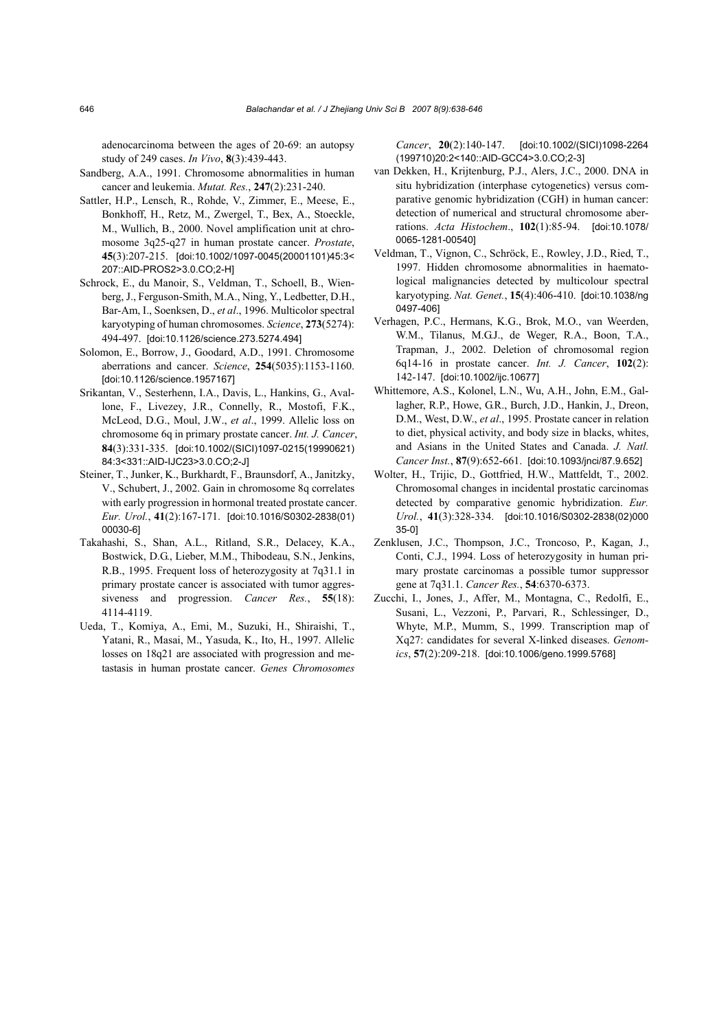adenocarcinoma between the ages of 20-69: an autopsy study of 249 cases. *In Vivo*, **8**(3):439-443.

Sandberg, A.A., 1991. Chromosome abnormalities in human cancer and leukemia. *Mutat. Res.*, **247**(2):231-240.

Sattler, H.P., Lensch, R., Rohde, V., Zimmer, E., Meese, E., Bonkhoff, H., Retz, M., Zwergel, T., Bex, A., Stoeckle, M., Wullich, B., 2000. Novel amplification unit at chromosome 3q25-q27 in human prostate cancer. *Prostate*, **45**(3):207-215. [doi:10.1002/1097-0045(20001101)45:3<207::AID-PROS2>3.0.CO;2-H]

Schrock, E., du Manoir, S., Veldman, T., Schoell, B., Wienberg, J., Ferguson-Smith, M.A., Ning, Y., Ledbetter, D.H., Bar-Am, I., Soenksen, D., *et al*., 1996. Multicolor spectral karyotyping of human chromosomes. *Science*, **273**(5274): 494-497. [doi:10.1126/science.273.5274.494]

Solomon, E., Borrow, J., Goodard, A.D., 1991. Chromosome aberrations and cancer. *Science*, **254**(5035):1153-1160. [doi:10.1126/science.1957167]

Srikantan, V., Sesterhenn, I.A., Davis, L., Hankins, G., Avallone, F., Livezey, J.R., Connelly, R., Mostofi, F.K., McLeod, D.G., Moul, J.W., *et al*., 1999. Allelic loss on chromosome 6q in primary prostate cancer. *Int. J. Cancer*, **84**(3):331-335. [doi:10.1002/(SICI)1097-0215(19990621)84:3<331::AID-IJC23>3.0.CO;2-J]

Steiner, T., Junker, K., Burkhardt, F., Braunsdorf, A., Janitzky, V., Schubert, J., 2002. Gain in chromosome 8q correlates with early progression in hormonal treated prostate cancer. *Eur. Urol.*, **41**(2):167-171. [doi:10.1016/S0302-2838(01)00030-6]

Takahashi, S., Shan, A.L., Ritland, S.R., Delacey, K.A., Bostwick, D.G., Lieber, M.M., Thibodeau, S.N., Jenkins, R.B., 1995. Frequent loss of heterozygosity at 7q31.1 in primary prostate cancer is associated with tumor aggressiveness and progression. *Cancer Res.*, **55**(18): 4114-4119.

Ueda, T., Komiya, A., Emi, M., Suzuki, H., Shiraishi, T., Yatani, R., Masai, M., Yasuda, K., Ito, H., 1997. Allelic losses on 18q21 are associated with progression and metastasis in human prostate cancer. *Genes Chromosomes Cancer*, **20**(2):140-147. [doi:10.1002/(SICI)1098-2264(199710)20:2<140::AID-GCC4>3.0.CO;2-3]

van Dekken, H., Krijtenburg, P.J., Alers, J.C., 2000. DNA in situ hybridization (interphase cytogenetics) versus comparative genomic hybridization (CGH) in human cancer: detection of numerical and structural chromosome aberrations. *Acta Histochem*., **102**(1):85-94. [doi:10.1078/0065-1281-00540]

Veldman, T., Vignon, C., Schröck, E., Rowley, J.D., Ried, T., 1997. Hidden chromosome abnormalities in haematological malignancies detected by multicolour spectral karyotyping. *Nat. Genet.*, **15**(4):406-410. [doi:10.1038/ng0497-406]

Verhagen, P.C., Hermans, K.G., Brok, M.O., van Weerden, W.M., Tilanus, M.G.J., de Weger, R.A., Boon, T.A., Trapman, J., 2002. Deletion of chromosomal region 6q14-16 in prostate cancer. *Int. J. Cancer*, **102**(2): 142-147. [doi:10.1002/ijc.10677]

Whittemore, A.S., Kolonel, L.N., Wu, A.H., John, E.M., Gallagher, R.P., Howe, G.R., Burch, J.D., Hankin, J., Dreon, D.M., West, D.W., *et al*., 1995. Prostate cancer in relation to diet, physical activity, and body size in blacks, whites, and Asians in the United States and Canada. *J. Natl. Cancer Inst.*, **87**(9):652-661. [doi:10.1093/jnci/87.9.652]

Wolter, H., Trijic, D., Gottfried, H.W., Mattfeldt, T., 2002. Chromosomal changes in incidental prostatic carcinomas detected by comparative genomic hybridization. *Eur. Urol.*, **41**(3):328-334. [doi:10.1016/S0302-2838(02)00035-0]

Zenklusen, J.C., Thompson, J.C., Troncoso, P., Kagan, J., Conti, C.J., 1994. Loss of heterozygosity in human primary prostate carcinomas a possible tumor suppressor gene at 7q31.1. *Cancer Res.*, **54**:6370-6373.

Zucchi, I., Jones, J., Affer, M., Montagna, C., Redolfi, E., Susani, L., Vezzoni, P., Parvari, R., Schlessinger, D., Whyte, M.P., Mumm, S., 1999. Transcription map of Xq27: candidates for several X-linked diseases. *Genomics*, **57**(2):209-218. [doi:10.1006/geno.1999.5768]